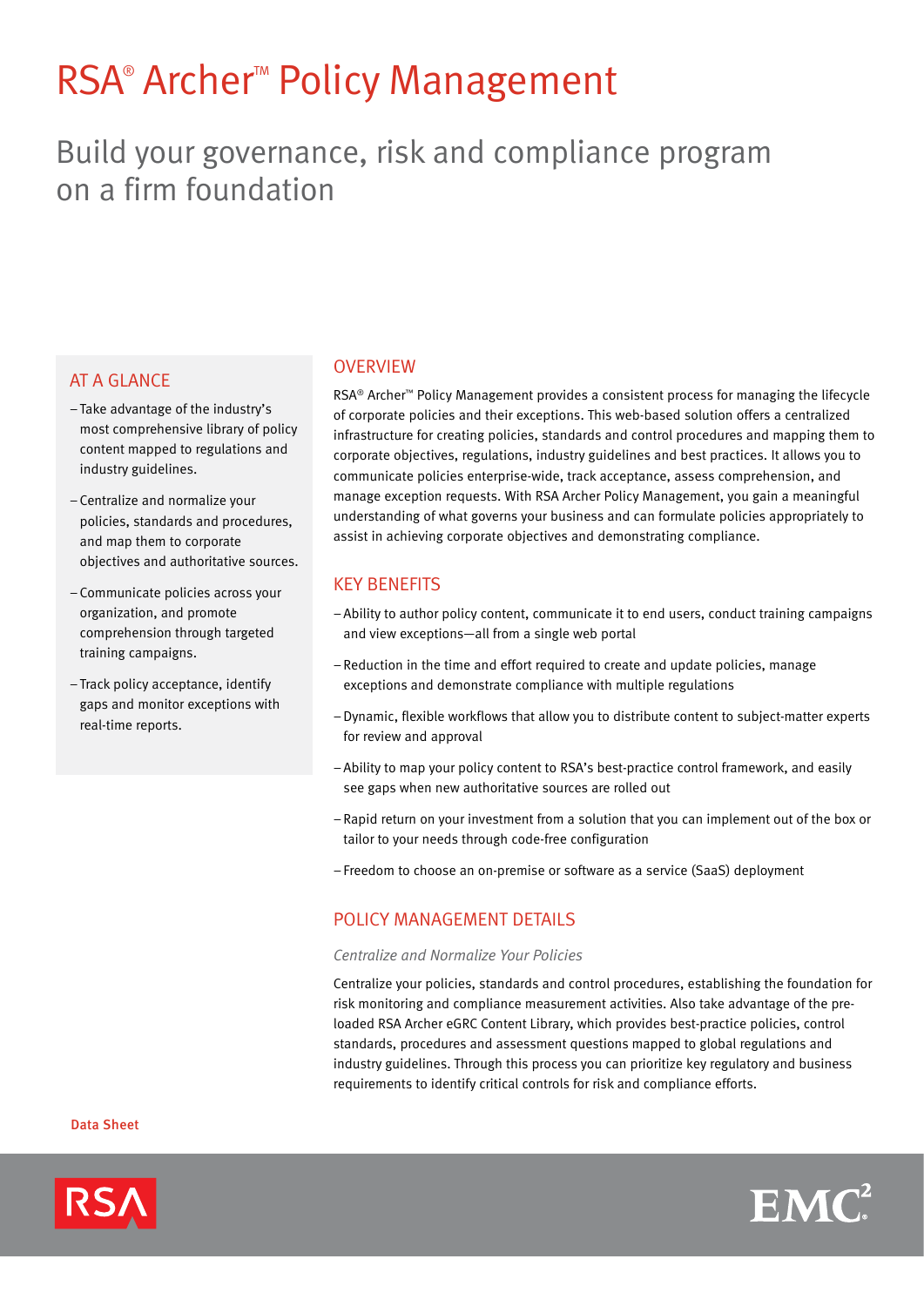# RSA® Archer™ Policy Management

## Build your governance, risk and compliance program on a firm foundation

### AT A GLANCE

- Take advantage of the industry's most comprehensive library of policy content mapped to regulations and industry guidelines.
- Centralize and normalize your policies, standards and procedures, and map them to corporate objectives and authoritative sources.
- Communicate policies across your organization, and promote comprehension through targeted training campaigns.
- Track policy acceptance, identify gaps and monitor exceptions with real-time reports.

### OVERVIEW

RSA® Archer™ Policy Management provides a consistent process for managing the lifecycle of corporate policies and their exceptions. This web-based solution offers a centralized infrastructure for creating policies, standards and control procedures and mapping them to corporate objectives, regulations, industry guidelines and best practices. It allows you to communicate policies enterprise-wide, track acceptance, assess comprehension, and manage exception requests. With RSA Archer Policy Management, you gain a meaningful understanding of what governs your business and can formulate policies appropriately to assist in achieving corporate objectives and demonstrating compliance.

### KEY BENEFITS

- Ability to author policy content, communicate it to end users, conduct training campaigns and view exceptions—all from a single web portal
- Reduction in the time and effort required to create and update policies, manage exceptions and demonstrate compliance with multiple regulations
- Dynamic, flexible workflows that allow you to distribute content to subject-matter experts for review and approval
- Ability to map your policy content to RSA's best-practice control framework, and easily see gaps when new authoritative sources are rolled out
- Rapid return on your investment from a solution that you can implement out of the box or tailor to your needs through code-free configuration
- Freedom to choose an on-premise or software as a service (SaaS) deployment

### POLICY MANAGEMENT DETAILS

*Centralize and Normalize Your Policies*

Centralize your policies, standards and control procedures, establishing the foundation for risk monitoring and compliance measurement activities. Also take advantage of the pre-loaded RSA Archer eGRC Content Library, which provides best-practice policies, control standards, procedures and assessment questions mapped to global regulations and industry guidelines. Through this process you can prioritize key regulatory and business requirements to identify critical controls for risk and compliance efforts.

Data Sheet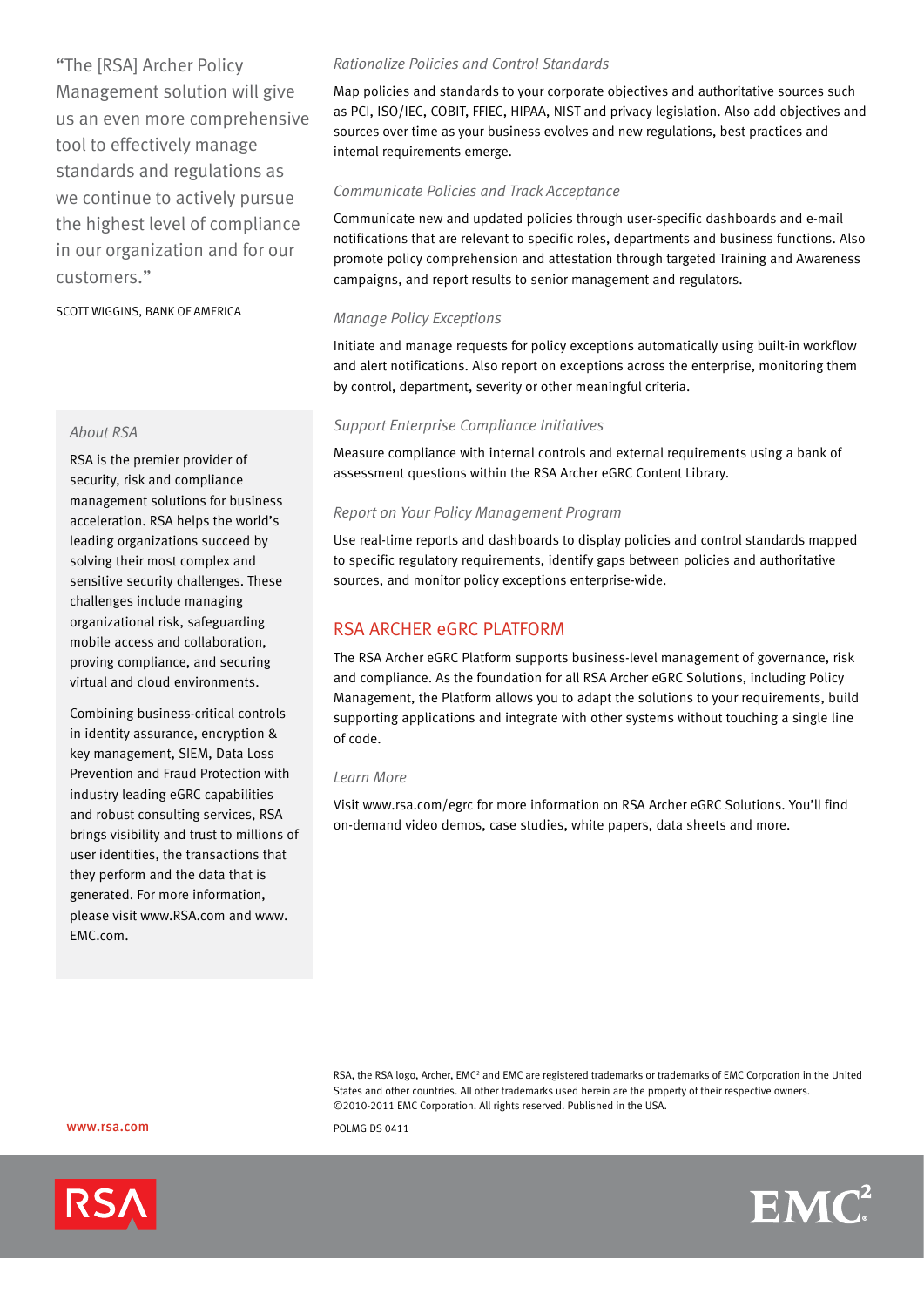"The [RSA] Archer Policy Management solution will give us an even more comprehensive tool to effectively manage standards and regulations as we continue to actively pursue the highest level of compliance in our organization and for our customers."

SCOTT WIGGINS, BANK OF AMERICA

*About RSA*

RSA is the premier provider of security, risk and compliance management solutions for business acceleration. RSA helps the world's leading organizations succeed by solving their most complex and sensitive security challenges. These challenges include managing organizational risk, safeguarding mobile access and collaboration, proving compliance, and securing virtual and cloud environments.

Combining business-critical controls in identity assurance, encryption & key management, SIEM, Data Loss Prevention and Fraud Protection with industry leading eGRC capabilities and robust consulting services, RSA brings visibility and trust to millions of user identities, the transactions that they perform and the data that is generated. For more information, please visit www.RSA.com and www.EMC.com.

*Rationalize Policies and Control Standards*

Map policies and standards to your corporate objectives and authoritative sources such as PCI, ISO/IEC, COBIT, FFIEC, HIPAA, NIST and privacy legislation. Also add objectives and sources over time as your business evolves and new regulations, best practices and internal requirements emerge.

*Communicate Policies and Track Acceptance*

Communicate new and updated policies through user-specific dashboards and e-mail notifications that are relevant to specific roles, departments and business functions. Also promote policy comprehension and attestation through targeted Training and Awareness campaigns, and report results to senior management and regulators.

*Manage Policy Exceptions*

Initiate and manage requests for policy exceptions automatically using built-in workflow and alert notifications. Also report on exceptions across the enterprise, monitoring them by control, department, severity or other meaningful criteria.

*Support Enterprise Compliance Initiatives*

Measure compliance with internal controls and external requirements using a bank of assessment questions within the RSA Archer eGRC Content Library.

*Report on Your Policy Management Program*

Use real-time reports and dashboards to display policies and control standards mapped to specific regulatory requirements, identify gaps between policies and authoritative sources, and monitor policy exceptions enterprise-wide.

## RSA ARCHER eGRC PLATFORM

The RSA Archer eGRC Platform supports business-level management of governance, risk and compliance. As the foundation for all RSA Archer eGRC Solutions, including Policy Management, the Platform allows you to adapt the solutions to your requirements, build supporting applications and integrate with other systems without touching a single line of code.

*Learn More*

Visit www.rsa.com/egrc for more information on RSA Archer eGRC Solutions. You'll find on-demand video demos, case studies, white papers, data sheets and more.

RSA, the RSA logo, Archer, EMC² and EMC are registered trademarks or trademarks of EMC Corporation in the United States and other countries. All other trademarks used herein are the property of their respective owners. ©2010-2011 EMC Corporation. All rights reserved. Published in the USA.

POLMG DS 0411

www.rsa.com